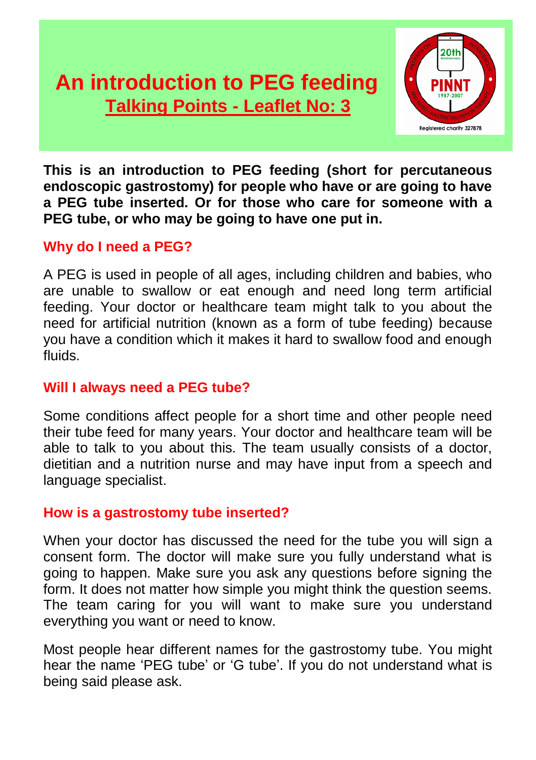# An introduction to PEG feeding

## Talking Points - Leaflet No: 3

**This is an introduction to PEG feeding (short for percutaneous endoscopic gastrostomy) for people who have or are going to have a PEG tube inserted. Or for those who care for someone with a PEG tube, or who may be going to have one put in.**

### Why do I need a PEG?

A PEG is used in people of all ages, including children and babies, who are unable to swallow or eat enough and need long term artificial feeding. Your doctor or healthcare team might talk to you about the need for artificial nutrition (known as a form of tube feeding) because you have a condition which it makes it hard to swallow food and enough fluids.

### Will I always need a PEG tube?

Some conditions affect people for a short time and other people need their tube feed for many years. Your doctor and healthcare team will be able to talk to you about this. The team usually consists of a doctor, dietitian and a nutrition nurse and may have input from a speech and language specialist.

### How is a gastrostomy tube inserted?

When your doctor has discussed the need for the tube you will sign a consent form. The doctor will make sure you fully understand what is going to happen. Make sure you ask any questions before signing the form. It does not matter how simple you might think the question seems. The team caring for you will want to make sure you understand everything you want or need to know.

Most people hear different names for the gastrostomy tube. You might hear the name 'PEG tube' or 'G tube'. If you do not understand what is being said please ask.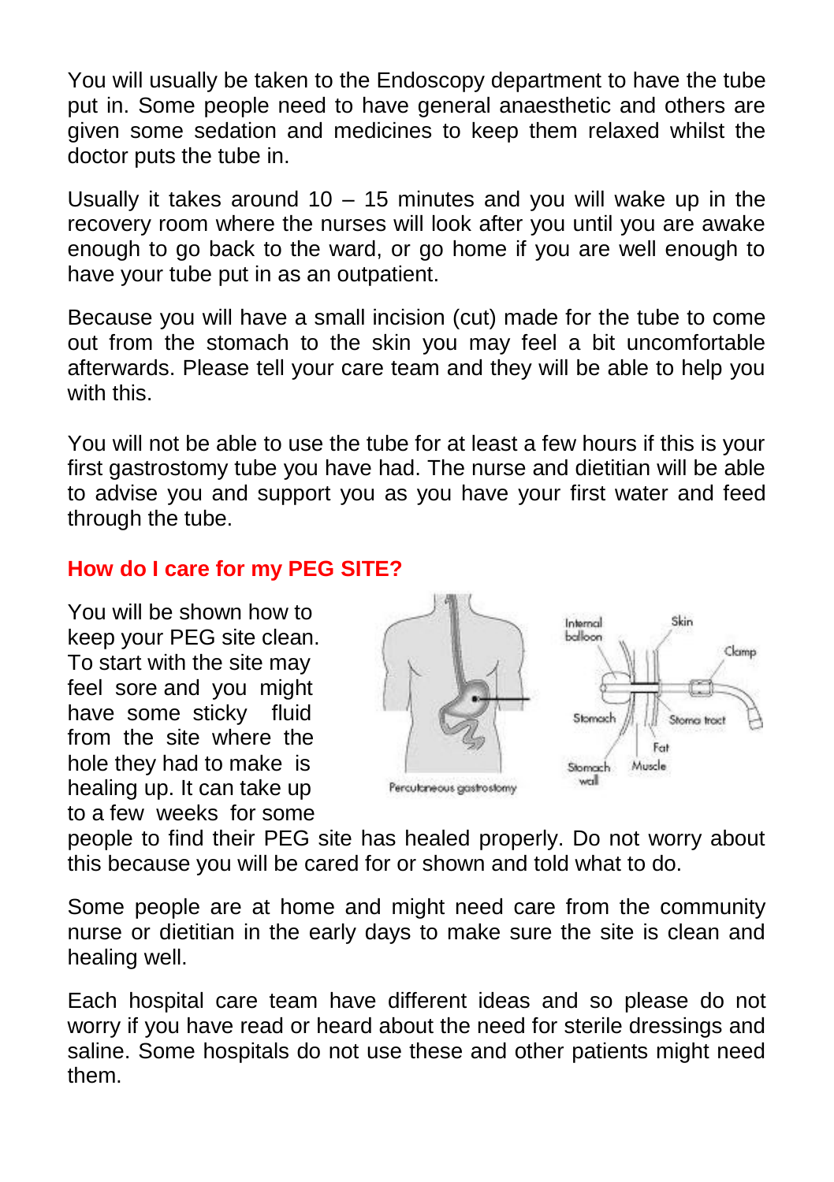You will usually be taken to the Endoscopy department to have the tube put in. Some people need to have general anaesthetic and others are given some sedation and medicines to keep them relaxed whilst the doctor puts the tube in.

Usually it takes around 10 – 15 minutes and you will wake up in the recovery room where the nurses will look after you until you are awake enough to go back to the ward, or go home if you are well enough to have your tube put in as an outpatient.

Because you will have a small incision (cut) made for the tube to come out from the stomach to the skin you may feel a bit uncomfortable afterwards. Please tell your care team and they will be able to help you with this.

You will not be able to use the tube for at least a few hours if this is your first gastrostomy tube you have had. The nurse and dietitian will be able to advise you and support you as you have your first water and feed through the tube.

## How do I care for my PEG SITE?

You will be shown how to keep your PEG site clean. To start with the site may feel sore and you might have some sticky fluid from the site where the hole they had to make is healing up. It can take up to a few weeks for some people to find their PEG site has healed properly. Do not worry about this because you will be cared for or shown and told what to do.

Some people are at home and might need care from the community nurse or dietitian in the early days to make sure the site is clean and healing well.

Each hospital care team have different ideas and so please do not worry if you have read or heard about the need for sterile dressings and saline. Some hospitals do not use these and other patients might need them.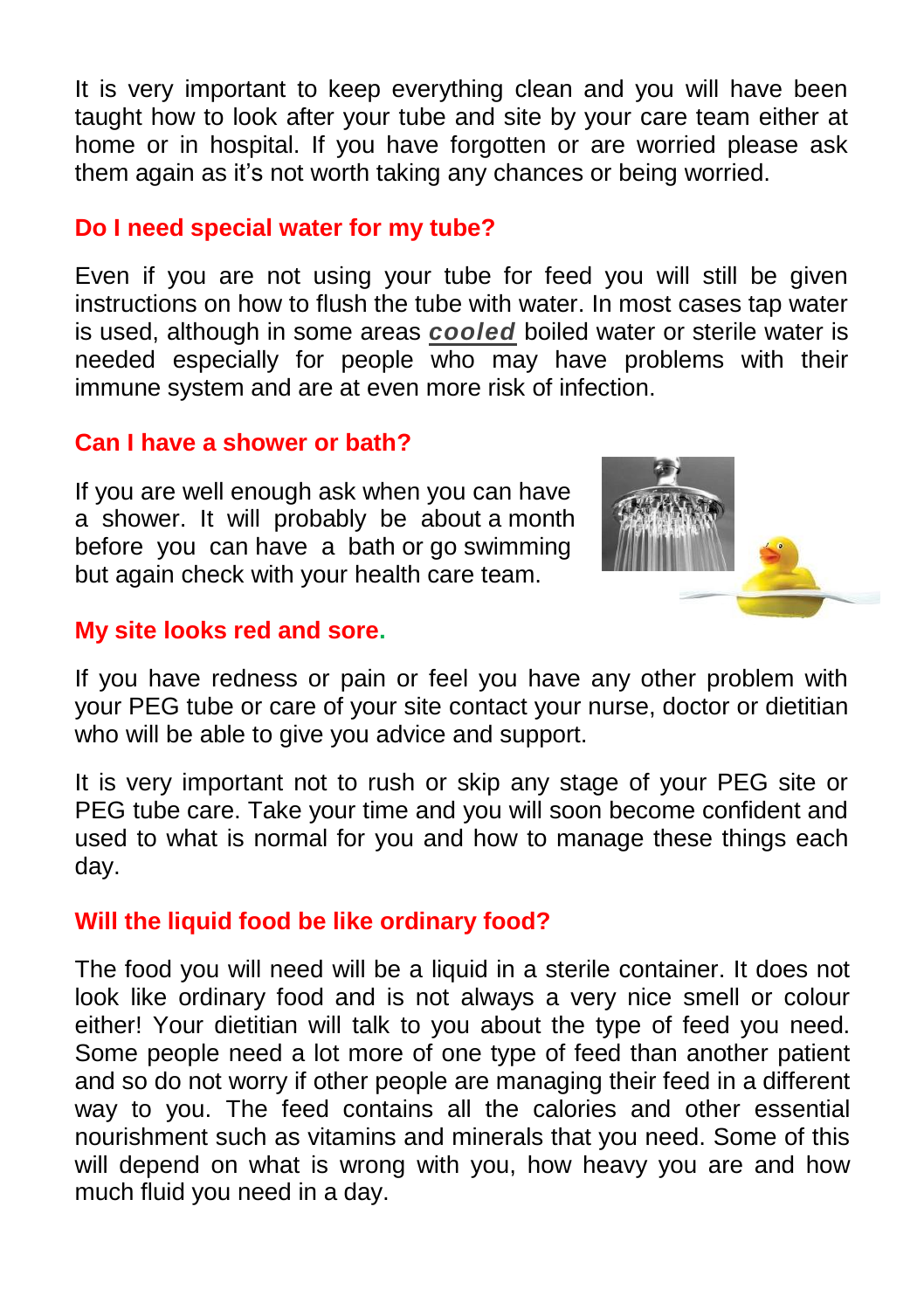It is very important to keep everything clean and you will have been taught how to look after your tube and site by your care team either at home or in hospital. If you have forgotten or are worried please ask them again as it's not worth taking any chances or being worried.

## Do I need special water for my tube?

Even if you are not using your tube for feed you will still be given instructions on how to flush the tube with water. In most cases tap water is used, although in some areas ***cooled*** boiled water or sterile water is needed especially for people who may have problems with their immune system and are at even more risk of infection.

## Can I have a shower or bath?

If you are well enough ask when you can have a shower. It will probably be about a month before you can have a bath or go swimming but again check with your health care team.

## My site looks red and sore.

If you have redness or pain or feel you have any other problem with your PEG tube or care of your site contact your nurse, doctor or dietitian who will be able to give you advice and support.

It is very important not to rush or skip any stage of your PEG site or PEG tube care. Take your time and you will soon become confident and used to what is normal for you and how to manage these things each day.

## Will the liquid food be like ordinary food?

The food you will need will be a liquid in a sterile container. It does not look like ordinary food and is not always a very nice smell or colour either! Your dietitian will talk to you about the type of feed you need. Some people need a lot more of one type of feed than another patient and so do not worry if other people are managing their feed in a different way to you. The feed contains all the calories and other essential nourishment such as vitamins and minerals that you need. Some of this will depend on what is wrong with you, how heavy you are and how much fluid you need in a day.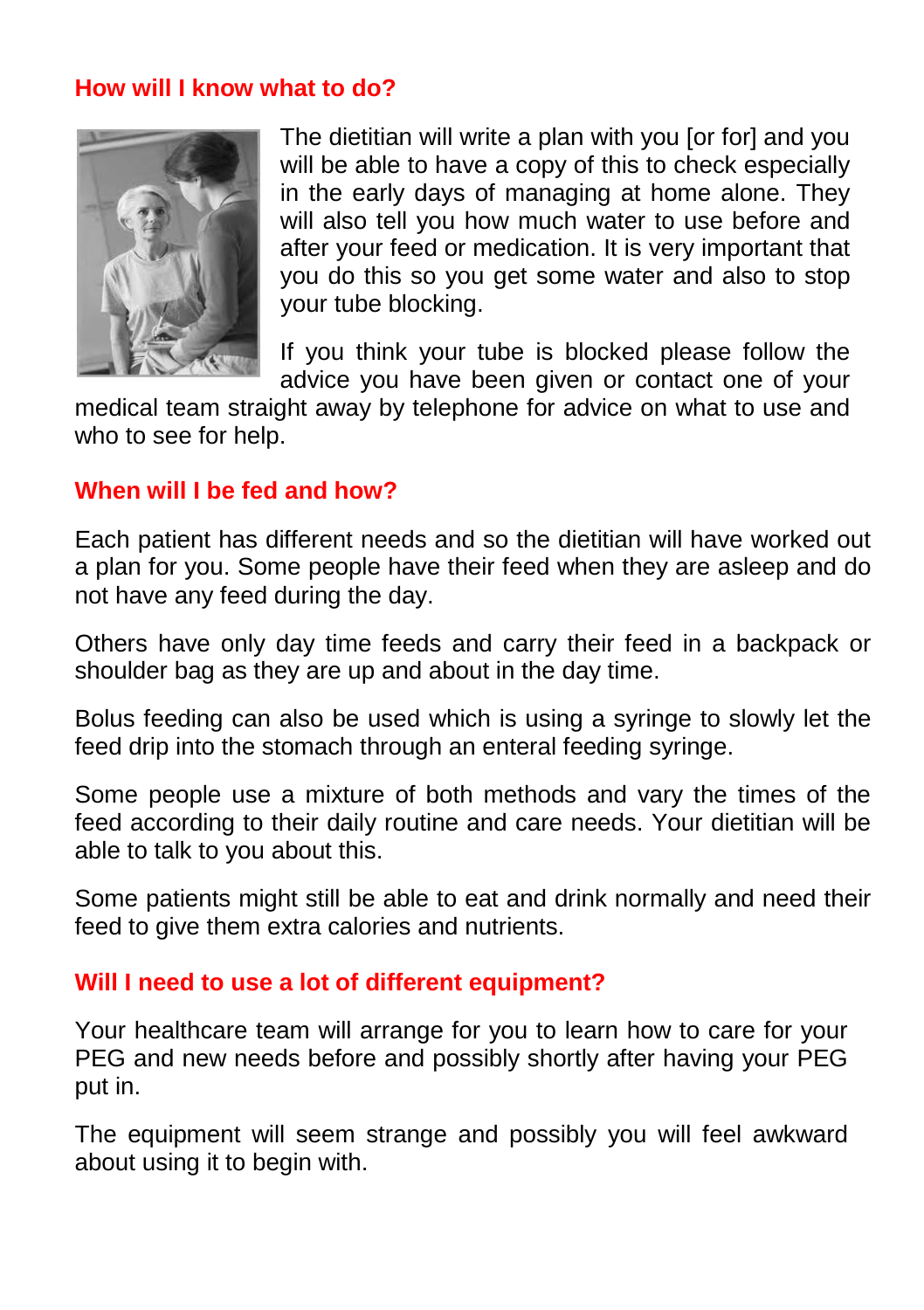## How will I know what to do?

The dietitian will write a plan with you [or for] and you will be able to have a copy of this to check especially in the early days of managing at home alone. They will also tell you how much water to use before and after your feed or medication. It is very important that you do this so you get some water and also to stop your tube blocking.

If you think your tube is blocked please follow the advice you have been given or contact one of your medical team straight away by telephone for advice on what to use and who to see for help.

## When will I be fed and how?

Each patient has different needs and so the dietitian will have worked out a plan for you. Some people have their feed when they are asleep and do not have any feed during the day.

Others have only day time feeds and carry their feed in a backpack or shoulder bag as they are up and about in the day time.

Bolus feeding can also be used which is using a syringe to slowly let the feed drip into the stomach through an enteral feeding syringe.

Some people use a mixture of both methods and vary the times of the feed according to their daily routine and care needs. Your dietitian will be able to talk to you about this.

Some patients might still be able to eat and drink normally and need their feed to give them extra calories and nutrients.

## Will I need to use a lot of different equipment?

Your healthcare team will arrange for you to learn how to care for your PEG and new needs before and possibly shortly after having your PEG put in.

The equipment will seem strange and possibly you will feel awkward about using it to begin with.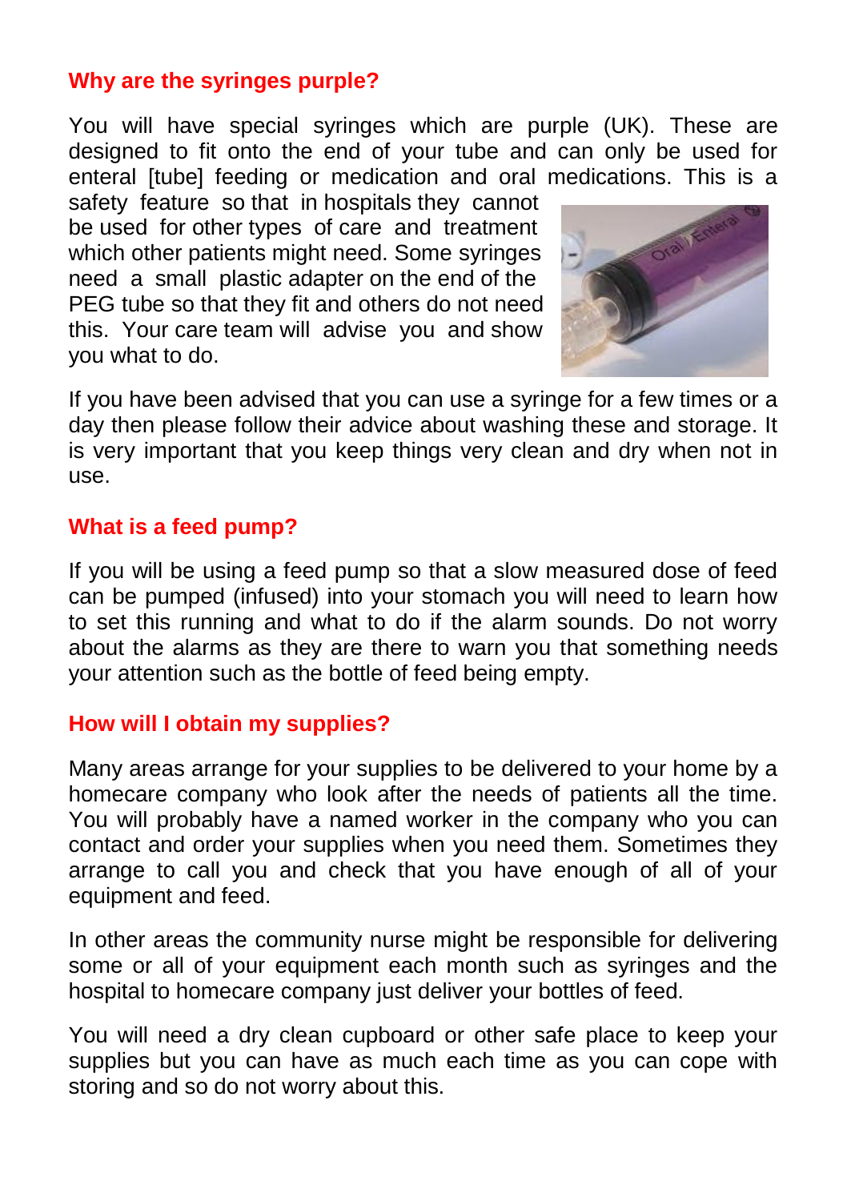## Why are the syringes purple?

You will have special syringes which are purple (UK). These are designed to fit onto the end of your tube and can only be used for enteral [tube] feeding or medication and oral medications. This is a safety feature so that in hospitals they cannot be used for other types of care and treatment which other patients might need. Some syringes need a small plastic adapter on the end of the PEG tube so that they fit and others do not need this. Your care team will advise you and show you what to do.

If you have been advised that you can use a syringe for a few times or a day then please follow their advice about washing these and storage. It is very important that you keep things very clean and dry when not in use.

## What is a feed pump?

If you will be using a feed pump so that a slow measured dose of feed can be pumped (infused) into your stomach you will need to learn how to set this running and what to do if the alarm sounds. Do not worry about the alarms as they are there to warn you that something needs your attention such as the bottle of feed being empty.

## How will I obtain my supplies?

Many areas arrange for your supplies to be delivered to your home by a homecare company who look after the needs of patients all the time. You will probably have a named worker in the company who you can contact and order your supplies when you need them. Sometimes they arrange to call you and check that you have enough of all of your equipment and feed.

In other areas the community nurse might be responsible for delivering some or all of your equipment each month such as syringes and the hospital to homecare company just deliver your bottles of feed.

You will need a dry clean cupboard or other safe place to keep your supplies but you can have as much each time as you can cope with storing and so do not worry about this.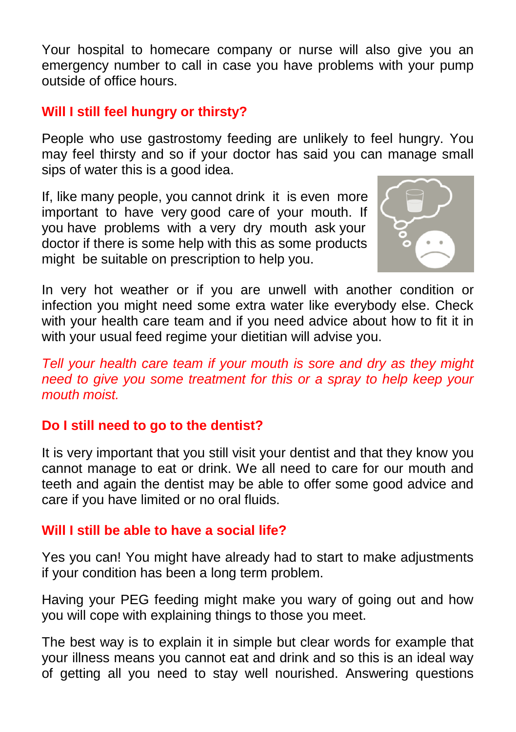Your hospital to homecare company or nurse will also give you an emergency number to call in case you have problems with your pump outside of office hours.

## Will I still feel hungry or thirsty?

People who use gastrostomy feeding are unlikely to feel hungry. You may feel thirsty and so if your doctor has said you can manage small sips of water this is a good idea.

If, like many people, you cannot drink it is even more important to have very good care of your mouth. If you have problems with a very dry mouth ask your doctor if there is some help with this as some products might be suitable on prescription to help you.

In very hot weather or if you are unwell with another condition or infection you might need some extra water like everybody else. Check with your health care team and if you need advice about how to fit it in with your usual feed regime your dietitian will advise you.

*Tell your health care team if your mouth is sore and dry as they might need to give you some treatment for this or a spray to help keep your mouth moist.*

## Do I still need to go to the dentist?

It is very important that you still visit your dentist and that they know you cannot manage to eat or drink. We all need to care for our mouth and teeth and again the dentist may be able to offer some good advice and care if you have limited or no oral fluids.

## Will I still be able to have a social life?

Yes you can! You might have already had to start to make adjustments if your condition has been a long term problem.

Having your PEG feeding might make you wary of going out and how you will cope with explaining things to those you meet.

The best way is to explain it in simple but clear words for example that your illness means you cannot eat and drink and so this is an ideal way of getting all you need to stay well nourished. Answering questions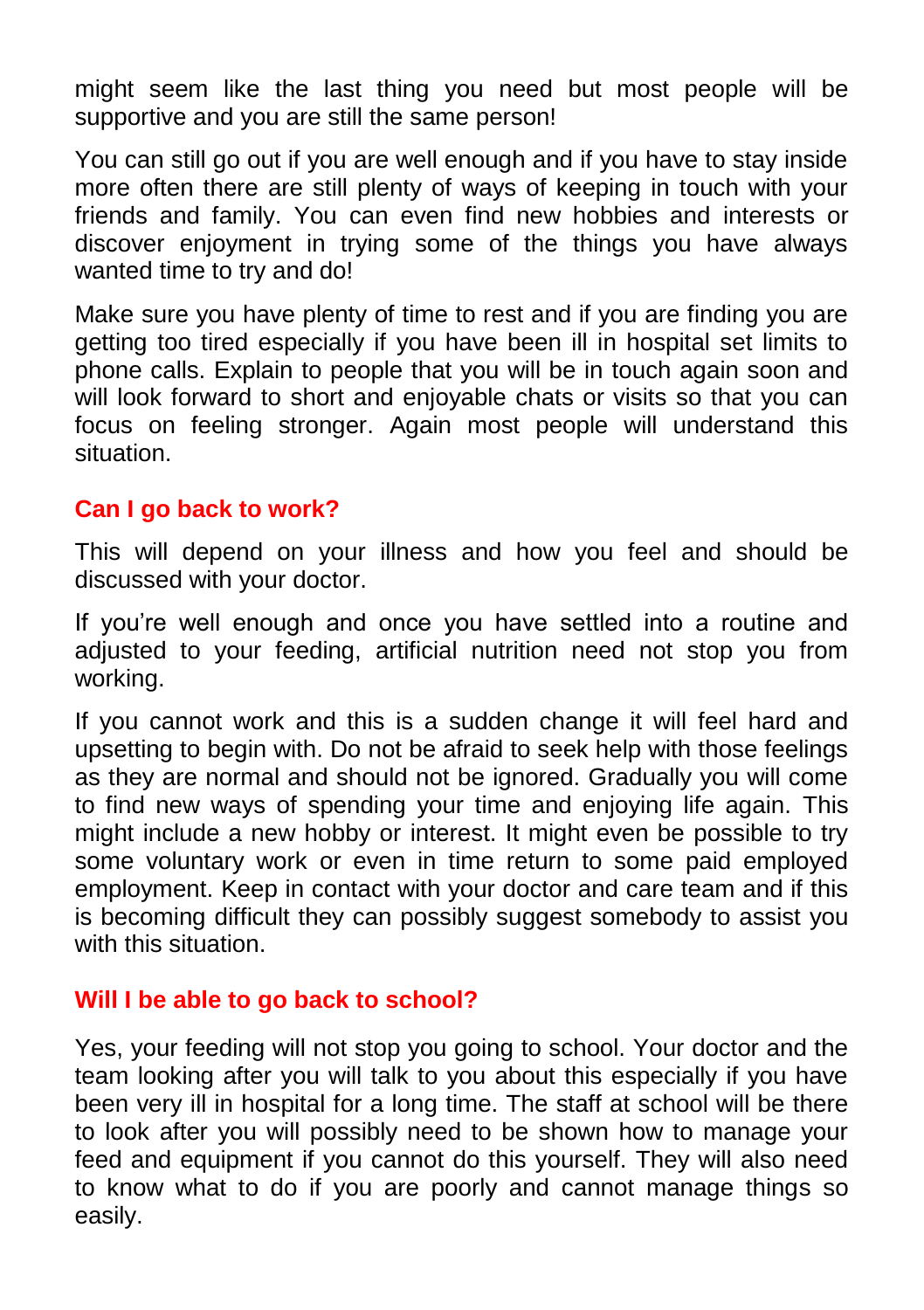might seem like the last thing you need but most people will be supportive and you are still the same person!

You can still go out if you are well enough and if you have to stay inside more often there are still plenty of ways of keeping in touch with your friends and family. You can even find new hobbies and interests or discover enjoyment in trying some of the things you have always wanted time to try and do!

Make sure you have plenty of time to rest and if you are finding you are getting too tired especially if you have been ill in hospital set limits to phone calls. Explain to people that you will be in touch again soon and will look forward to short and enjoyable chats or visits so that you can focus on feeling stronger. Again most people will understand this situation.

## Can I go back to work?

This will depend on your illness and how you feel and should be discussed with your doctor.

If you're well enough and once you have settled into a routine and adjusted to your feeding, artificial nutrition need not stop you from working.

If you cannot work and this is a sudden change it will feel hard and upsetting to begin with. Do not be afraid to seek help with those feelings as they are normal and should not be ignored. Gradually you will come to find new ways of spending your time and enjoying life again. This might include a new hobby or interest. It might even be possible to try some voluntary work or even in time return to some paid employed employment. Keep in contact with your doctor and care team and if this is becoming difficult they can possibly suggest somebody to assist you with this situation.

## Will I be able to go back to school?

Yes, your feeding will not stop you going to school. Your doctor and the team looking after you will talk to you about this especially if you have been very ill in hospital for a long time. The staff at school will be there to look after you will possibly need to be shown how to manage your feed and equipment if you cannot do this yourself. They will also need to know what to do if you are poorly and cannot manage things so easily.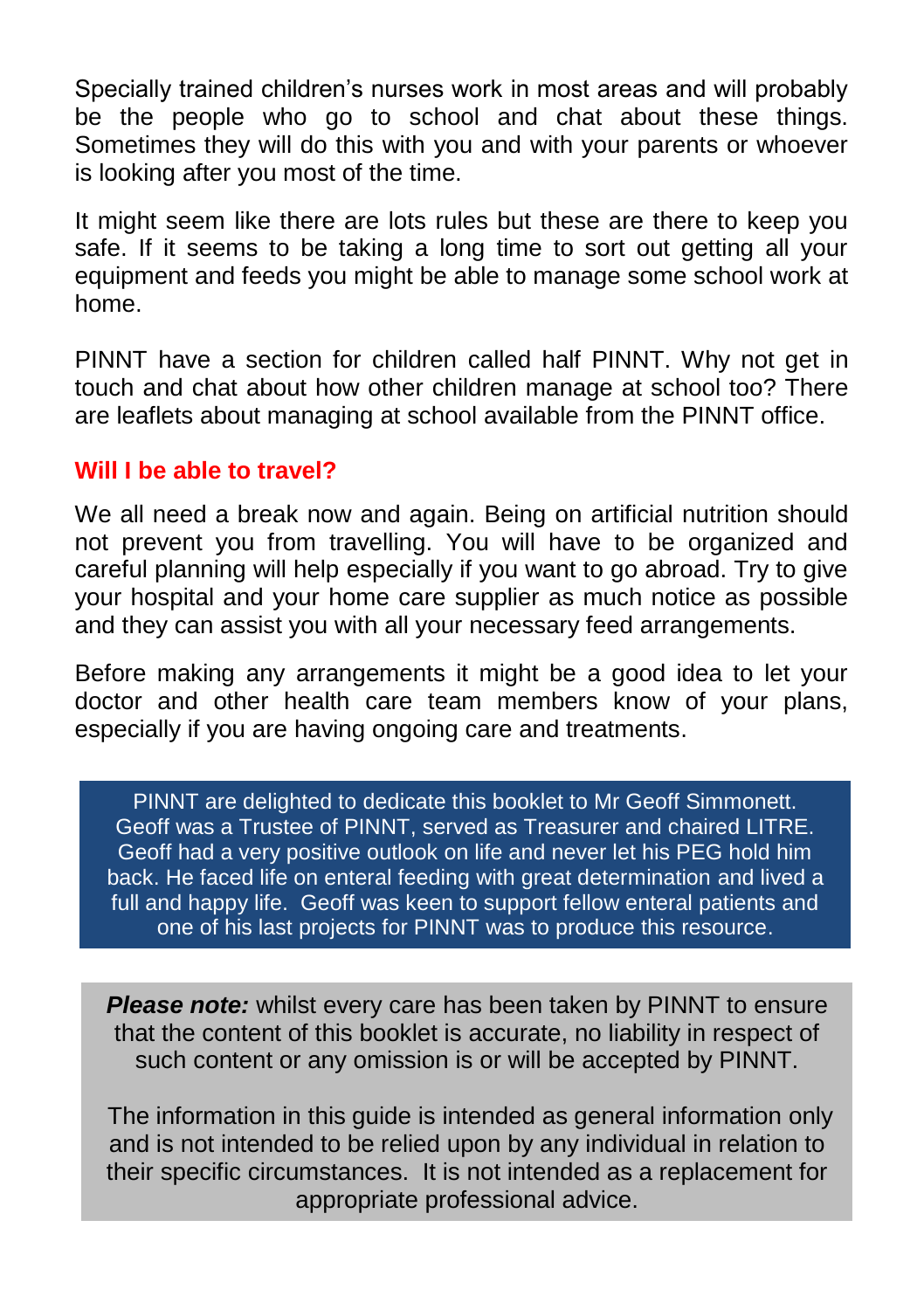Specially trained children's nurses work in most areas and will probably be the people who go to school and chat about these things. Sometimes they will do this with you and with your parents or whoever is looking after you most of the time.

It might seem like there are lots rules but these are there to keep you safe. If it seems to be taking a long time to sort out getting all your equipment and feeds you might be able to manage some school work at home.

PINNT have a section for children called half PINNT. Why not get in touch and chat about how other children manage at school too? There are leaflets about managing at school available from the PINNT office.

## Will I be able to travel?

We all need a break now and again. Being on artificial nutrition should not prevent you from travelling. You will have to be organized and careful planning will help especially if you want to go abroad. Try to give your hospital and your home care supplier as much notice as possible and they can assist you with all your necessary feed arrangements.

Before making any arrangements it might be a good idea to let your doctor and other health care team members know of your plans, especially if you are having ongoing care and treatments.

PINNT are delighted to dedicate this booklet to Mr Geoff Simmonett. Geoff was a Trustee of PINNT, served as Treasurer and chaired LITRE. Geoff had a very positive outlook on life and never let his PEG hold him back. He faced life on enteral feeding with great determination and lived a full and happy life. Geoff was keen to support fellow enteral patients and one of his last projects for PINNT was to produce this resource.

***Please note:*** whilst every care has been taken by PINNT to ensure that the content of this booklet is accurate, no liability in respect of such content or any omission is or will be accepted by PINNT.

The information in this guide is intended as general information only and is not intended to be relied upon by any individual in relation to their specific circumstances. It is not intended as a replacement for appropriate professional advice.